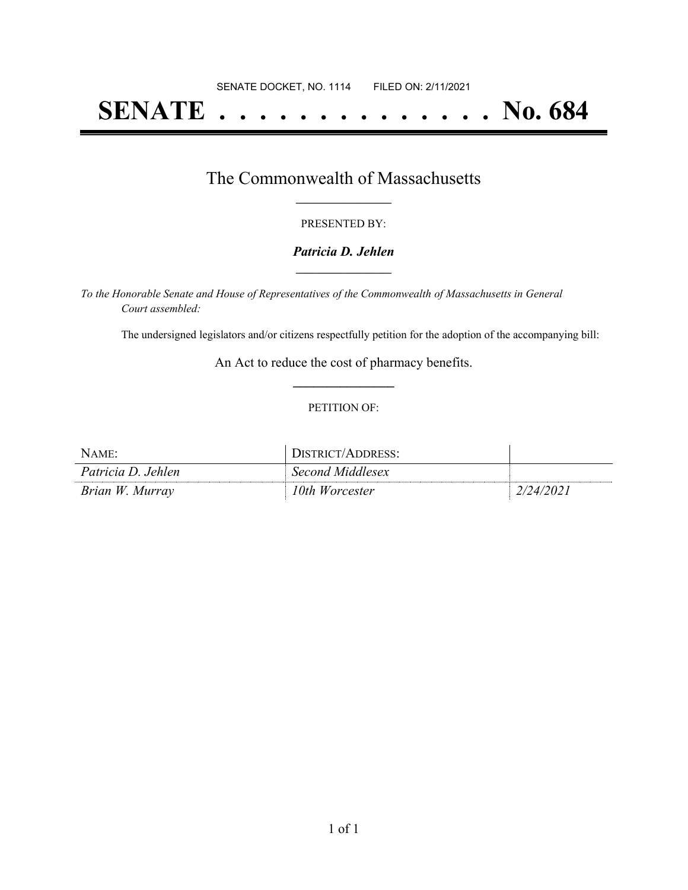SENATE DOCKET, NO. 1114 FILED ON: 2/11/2021

# SENATE . . . . . . . . . . . . . . No. 684

## The Commonwealth of Massachusetts

PRESENTED BY:

***Patricia D. Jehlen***

*To the Honorable Senate and House of Representatives of the Commonwealth of Massachusetts in General Court assembled:*

The undersigned legislators and/or citizens respectfully petition for the adoption of the accompanying bill:

An Act to reduce the cost of pharmacy benefits.

PETITION OF:

| NAME: | DISTRICT/ADDRESS: | |
|---|---|---|
| *Patricia D. Jehlen* | *Second Middlesex* | |
| *Brian W. Murray* | *10th Worcester* | *2/24/2021* |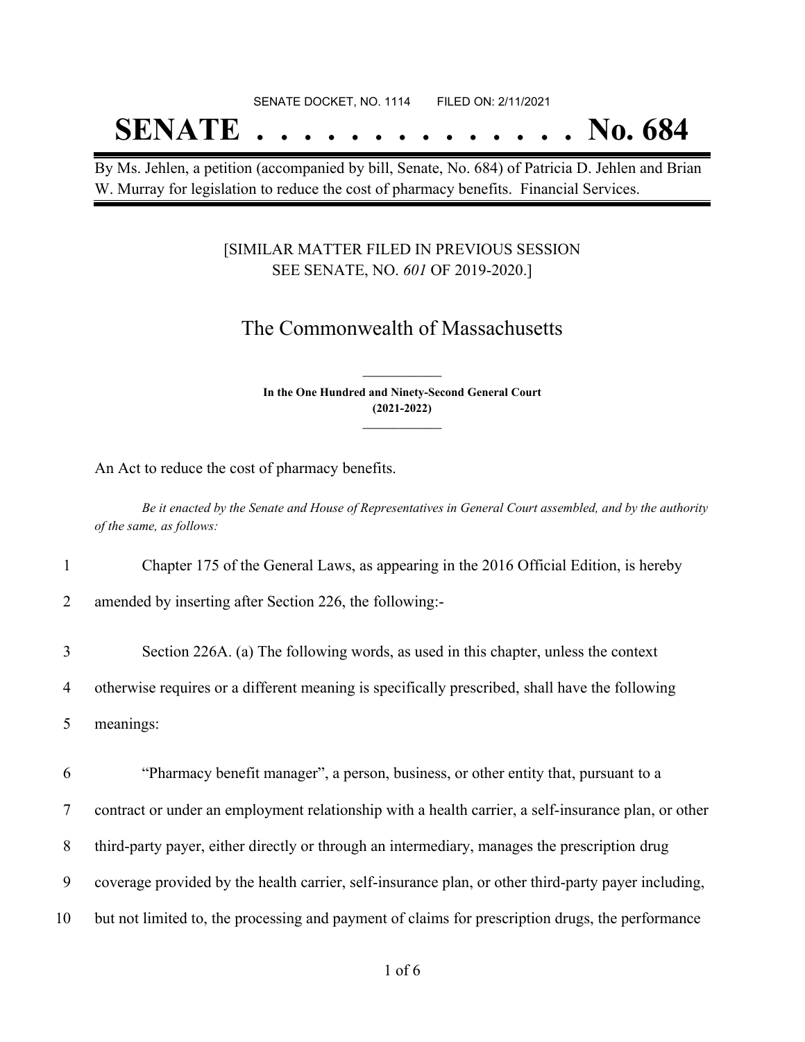SENATE DOCKET, NO. 1114 FILED ON: 2/11/2021

# SENATE . . . . . . . . . . . . . . No. 684

By Ms. Jehlen, a petition (accompanied by bill, Senate, No. 684) of Patricia D. Jehlen and Brian W. Murray for legislation to reduce the cost of pharmacy benefits. Financial Services.

[SIMILAR MATTER FILED IN PREVIOUS SESSION SEE SENATE, NO. *601* OF 2019-2020.]

## The Commonwealth of Massachusetts

**In the One Hundred and Ninety-Second General Court (2021-2022)**

An Act to reduce the cost of pharmacy benefits.

*Be it enacted by the Senate and House of Representatives in General Court assembled, and by the authority of the same, as follows:*

1 Chapter 175 of the General Laws, as appearing in the 2016 Official Edition, is hereby
2 amended by inserting after Section 226, the following:-

3 Section 226A. (a) The following words, as used in this chapter, unless the context
4 otherwise requires or a different meaning is specifically prescribed, shall have the following
5 meanings:

6 "Pharmacy benefit manager", a person, business, or other entity that, pursuant to a
7 contract or under an employment relationship with a health carrier, a self-insurance plan, or other
8 third-party payer, either directly or through an intermediary, manages the prescription drug
9 coverage provided by the health carrier, self-insurance plan, or other third-party payer including,
10 but not limited to, the processing and payment of claims for prescription drugs, the performance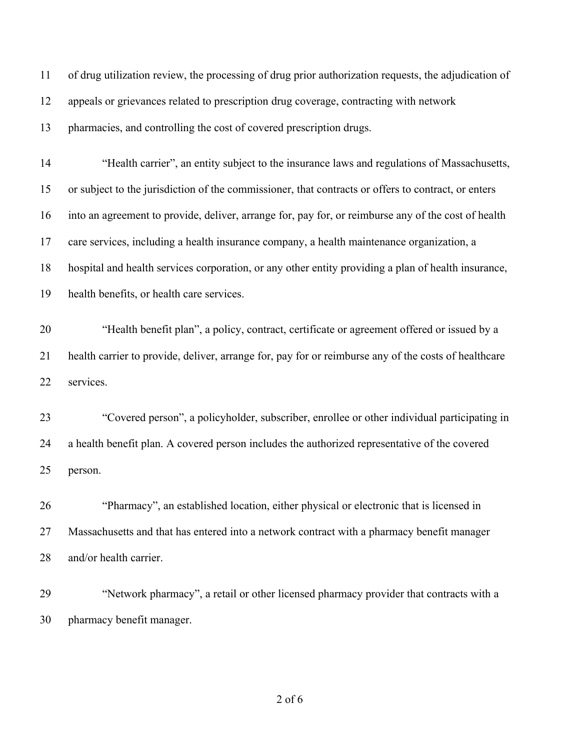of drug utilization review, the processing of drug prior authorization requests, the adjudication of appeals or grievances related to prescription drug coverage, contracting with network pharmacies, and controlling the cost of covered prescription drugs.

"Health carrier", an entity subject to the insurance laws and regulations of Massachusetts, or subject to the jurisdiction of the commissioner, that contracts or offers to contract, or enters into an agreement to provide, deliver, arrange for, pay for, or reimburse any of the cost of health care services, including a health insurance company, a health maintenance organization, a hospital and health services corporation, or any other entity providing a plan of health insurance, health benefits, or health care services.

"Health benefit plan", a policy, contract, certificate or agreement offered or issued by a health carrier to provide, deliver, arrange for, pay for or reimburse any of the costs of healthcare services.

"Covered person", a policyholder, subscriber, enrollee or other individual participating in a health benefit plan. A covered person includes the authorized representative of the covered person.

"Pharmacy", an established location, either physical or electronic that is licensed in Massachusetts and that has entered into a network contract with a pharmacy benefit manager and/or health carrier.

"Network pharmacy", a retail or other licensed pharmacy provider that contracts with a pharmacy benefit manager.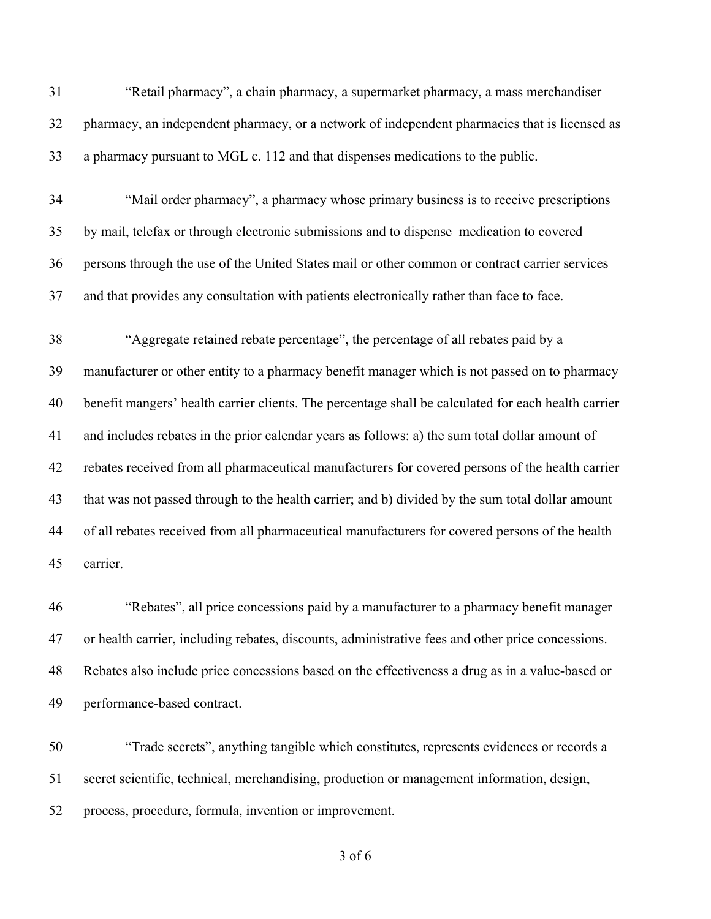"Retail pharmacy", a chain pharmacy, a supermarket pharmacy, a mass merchandiser pharmacy, an independent pharmacy, or a network of independent pharmacies that is licensed as a pharmacy pursuant to MGL c. 112 and that dispenses medications to the public.

"Mail order pharmacy", a pharmacy whose primary business is to receive prescriptions by mail, telefax or through electronic submissions and to dispense medication to covered persons through the use of the United States mail or other common or contract carrier services and that provides any consultation with patients electronically rather than face to face.

"Aggregate retained rebate percentage", the percentage of all rebates paid by a manufacturer or other entity to a pharmacy benefit manager which is not passed on to pharmacy benefit mangers' health carrier clients. The percentage shall be calculated for each health carrier and includes rebates in the prior calendar years as follows: a) the sum total dollar amount of rebates received from all pharmaceutical manufacturers for covered persons of the health carrier that was not passed through to the health carrier; and b) divided by the sum total dollar amount of all rebates received from all pharmaceutical manufacturers for covered persons of the health carrier.

"Rebates", all price concessions paid by a manufacturer to a pharmacy benefit manager or health carrier, including rebates, discounts, administrative fees and other price concessions. Rebates also include price concessions based on the effectiveness a drug as in a value-based or performance-based contract.

"Trade secrets", anything tangible which constitutes, represents evidences or records a secret scientific, technical, merchandising, production or management information, design, process, procedure, formula, invention or improvement.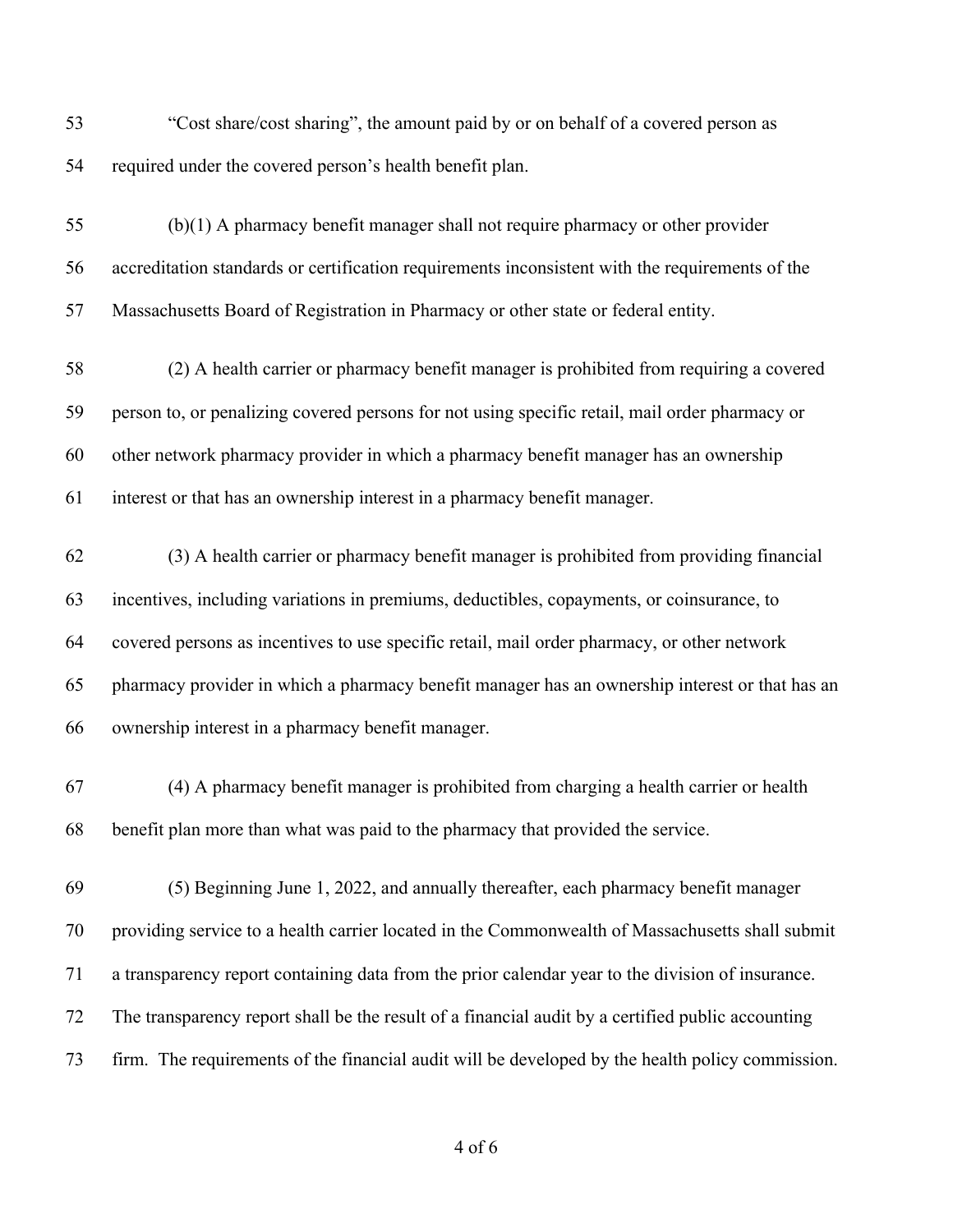"Cost share/cost sharing", the amount paid by or on behalf of a covered person as required under the covered person's health benefit plan.

(b)(1) A pharmacy benefit manager shall not require pharmacy or other provider accreditation standards or certification requirements inconsistent with the requirements of the Massachusetts Board of Registration in Pharmacy or other state or federal entity.

(2) A health carrier or pharmacy benefit manager is prohibited from requiring a covered person to, or penalizing covered persons for not using specific retail, mail order pharmacy or other network pharmacy provider in which a pharmacy benefit manager has an ownership interest or that has an ownership interest in a pharmacy benefit manager.

(3) A health carrier or pharmacy benefit manager is prohibited from providing financial incentives, including variations in premiums, deductibles, copayments, or coinsurance, to covered persons as incentives to use specific retail, mail order pharmacy, or other network pharmacy provider in which a pharmacy benefit manager has an ownership interest or that has an ownership interest in a pharmacy benefit manager.

(4) A pharmacy benefit manager is prohibited from charging a health carrier or health benefit plan more than what was paid to the pharmacy that provided the service.

(5) Beginning June 1, 2022, and annually thereafter, each pharmacy benefit manager providing service to a health carrier located in the Commonwealth of Massachusetts shall submit a transparency report containing data from the prior calendar year to the division of insurance. The transparency report shall be the result of a financial audit by a certified public accounting firm. The requirements of the financial audit will be developed by the health policy commission.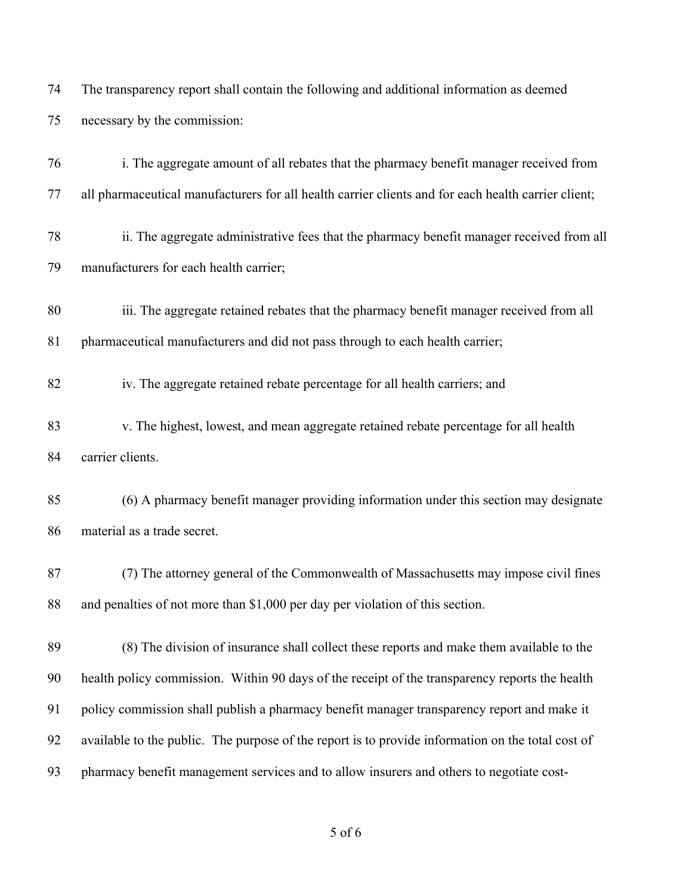The transparency report shall contain the following and additional information as deemed necessary by the commission:

i. The aggregate amount of all rebates that the pharmacy benefit manager received from all pharmaceutical manufacturers for all health carrier clients and for each health carrier client;

ii. The aggregate administrative fees that the pharmacy benefit manager received from all manufacturers for each health carrier;

iii. The aggregate retained rebates that the pharmacy benefit manager received from all pharmaceutical manufacturers and did not pass through to each health carrier;

iv. The aggregate retained rebate percentage for all health carriers; and

v. The highest, lowest, and mean aggregate retained rebate percentage for all health carrier clients.

(6) A pharmacy benefit manager providing information under this section may designate material as a trade secret.

(7) The attorney general of the Commonwealth of Massachusetts may impose civil fines and penalties of not more than $1,000 per day per violation of this section.

(8) The division of insurance shall collect these reports and make them available to the health policy commission. Within 90 days of the receipt of the transparency reports the health policy commission shall publish a pharmacy benefit manager transparency report and make it available to the public. The purpose of the report is to provide information on the total cost of pharmacy benefit management services and to allow insurers and others to negotiate cost-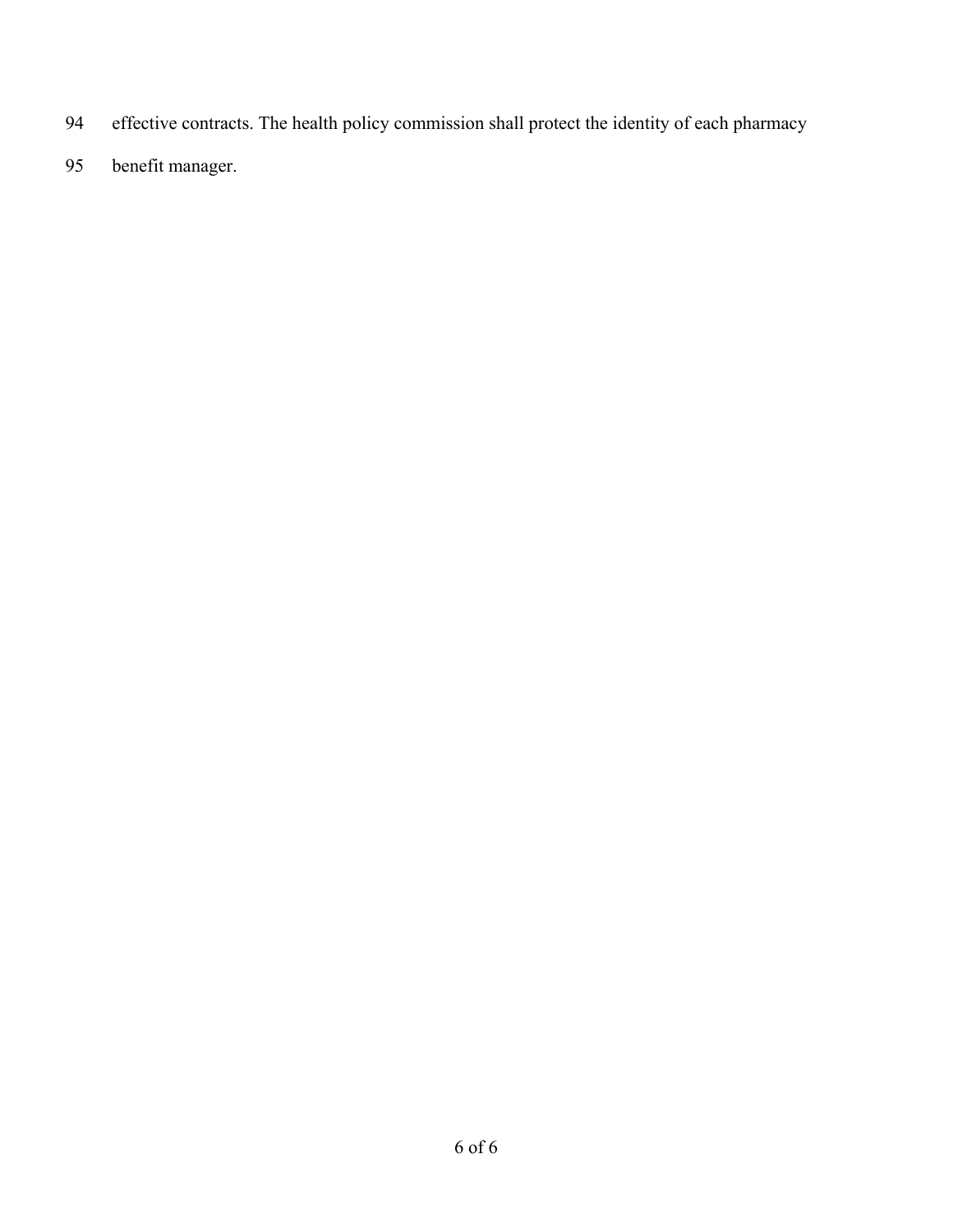94 effective contracts. The health policy commission shall protect the identity of each pharmacy

95 benefit manager.